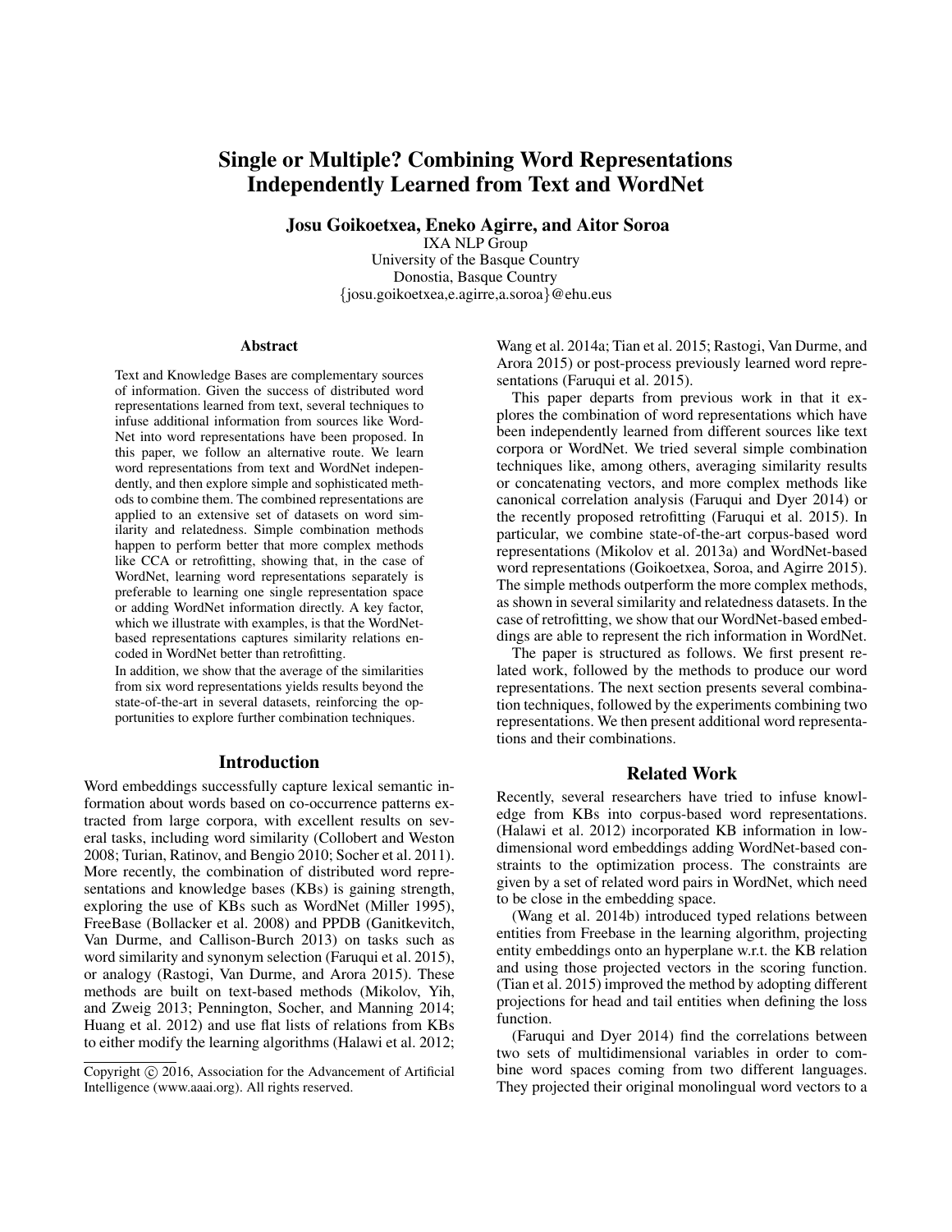# Single or Multiple? Combining Word Representations Independently Learned from Text and WordNet

**Josu Goikoetxea, Eneko Agirre, and Aitor Soroa**

IXA NLP Group
University of the Basque Country
Donostia, Basque Country
{josu.goikoetxea,e.agirre,a.soroa}@ehu.eus

## Abstract

Text and Knowledge Bases are complementary sources of information. Given the success of distributed word representations learned from text, several techniques to infuse additional information from sources like WordNet into word representations have been proposed. In this paper, we follow an alternative route. We learn word representations from text and WordNet independently, and then explore simple and sophisticated methods to combine them. The combined representations are applied to an extensive set of datasets on word similarity and relatedness. Simple combination methods happen to perform better that more complex methods like CCA or retrofitting, showing that, in the case of WordNet, learning word representations separately is preferable to learning one single representation space or adding WordNet information directly. A key factor, which we illustrate with examples, is that the WordNet-based representations captures similarity relations encoded in WordNet better than retrofitting.

In addition, we show that the average of the similarities from six word representations yields results beyond the state-of-the-art in several datasets, reinforcing the opportunities to explore further combination techniques.

## Introduction

Word embeddings successfully capture lexical semantic information about words based on co-occurrence patterns extracted from large corpora, with excellent results on several tasks, including word similarity (Collobert and Weston 2008; Turian, Ratinov, and Bengio 2010; Socher et al. 2011). More recently, the combination of distributed word representations and knowledge bases (KBs) is gaining strength, exploring the use of KBs such as WordNet (Miller 1995), FreeBase (Bollacker et al. 2008) and PPDB (Ganitkevitch, Van Durme, and Callison-Burch 2013) on tasks such as word similarity and synonym selection (Faruqui et al. 2015), or analogy (Rastogi, Van Durme, and Arora 2015). These methods are built on text-based methods (Mikolov, Yih, and Zweig 2013; Pennington, Socher, and Manning 2014; Huang et al. 2012) and use flat lists of relations from KBs to either modify the learning algorithms (Halawi et al. 2012; Wang et al. 2014a; Tian et al. 2015; Rastogi, Van Durme, and Arora 2015) or post-process previously learned word representations (Faruqui et al. 2015).

This paper departs from previous work in that it explores the combination of word representations which have been independently learned from different sources like text corpora or WordNet. We tried several simple combination techniques like, among others, averaging similarity results or concatenating vectors, and more complex methods like canonical correlation analysis (Faruqui and Dyer 2014) or the recently proposed retrofitting (Faruqui et al. 2015). In particular, we combine state-of-the-art corpus-based word representations (Mikolov et al. 2013a) and WordNet-based word representations (Goikoetxea, Soroa, and Agirre 2015). The simple methods outperform the more complex methods, as shown in several similarity and relatedness datasets. In the case of retrofitting, we show that our WordNet-based embeddings are able to represent the rich information in WordNet.

The paper is structured as follows. We first present related work, followed by the methods to produce our word representations. The next section presents several combination techniques, followed by the experiments combining two representations. We then present additional word representations and their combinations.

## Related Work

Recently, several researchers have tried to infuse knowledge from KBs into corpus-based word representations. (Halawi et al. 2012) incorporated KB information in low-dimensional word embeddings adding WordNet-based constraints to the optimization process. The constraints are given by a set of related word pairs in WordNet, which need to be close in the embedding space.

(Wang et al. 2014b) introduced typed relations between entities from Freebase in the learning algorithm, projecting entity embeddings onto an hyperplane w.r.t. the KB relation and using those projected vectors in the scoring function. (Tian et al. 2015) improved the method by adopting different projections for head and tail entities when defining the loss function.

(Faruqui and Dyer 2014) find the correlations between two sets of multidimensional variables in order to combine word spaces coming from two different languages. They projected their original monolingual word vectors to a

Copyright © 2016, Association for the Advancement of Artificial Intelligence (www.aaai.org). All rights reserved.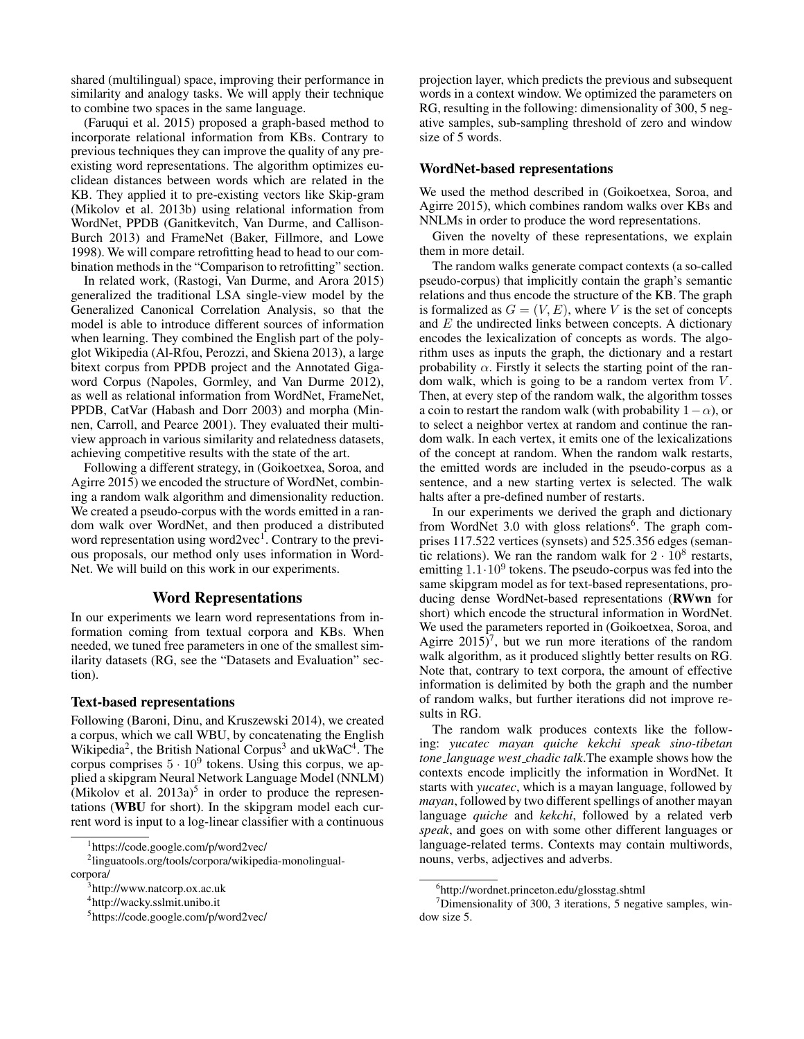shared (multilingual) space, improving their performance in similarity and analogy tasks. We will apply their technique to combine two spaces in the same language.

(Faruqui et al. 2015) proposed a graph-based method to incorporate relational information from KBs. Contrary to previous techniques they can improve the quality of any pre-existing word representations. The algorithm optimizes euclidean distances between words which are related in the KB. They applied it to pre-existing vectors like Skip-gram (Mikolov et al. 2013b) using relational information from WordNet, PPDB (Ganitkevitch, Van Durme, and Callison-Burch 2013) and FrameNet (Baker, Fillmore, and Lowe 1998). We will compare retrofitting head to head to our combination methods in the "Comparison to retrofitting" section.

In related work, (Rastogi, Van Durme, and Arora 2015) generalized the traditional LSA single-view model by the Generalized Canonical Correlation Analysis, so that the model is able to introduce different sources of information when learning. They combined the English part of the polyglot Wikipedia (Al-Rfou, Perozzi, and Skiena 2013), a large bitext corpus from PPDB project and the Annotated Gigaword Corpus (Napoles, Gormley, and Van Durme 2012), as well as relational information from WordNet, FrameNet, PPDB, CatVar (Habash and Dorr 2003) and morpha (Minnen, Carroll, and Pearce 2001). They evaluated their multiview approach in various similarity and relatedness datasets, achieving competitive results with the state of the art.

Following a different strategy, in (Goikoetxea, Soroa, and Agirre 2015) we encoded the structure of WordNet, combining a random walk algorithm and dimensionality reduction. We created a pseudo-corpus with the words emitted in a random walk over WordNet, and then produced a distributed word representation using word2vec[1]. Contrary to the previous proposals, our method only uses information in WordNet. We will build on this work in our experiments.

## Word Representations

In our experiments we learn word representations from information coming from textual corpora and KBs. When needed, we tuned free parameters in one of the smallest similarity datasets (RG, see the "Datasets and Evaluation" section).

### Text-based representations

Following (Baroni, Dinu, and Kruszewski 2014), we created a corpus, which we call WBU, by concatenating the English Wikipedia[2], the British National Corpus[3] and ukWaC[4]. The corpus comprises $5 \cdot 10^9$ tokens. Using this corpus, we applied a skipgram Neural Network Language Model (NNLM) (Mikolov et al. 2013a)[5] in order to produce the representations (**WBU** for short). In the skipgram model each current word is input to a log-linear classifier with a continuous projection layer, which predicts the previous and subsequent words in a context window. We optimized the parameters on RG, resulting in the following: dimensionality of 300, 5 negative samples, sub-sampling threshold of zero and window size of 5 words.

### WordNet-based representations

We used the method described in (Goikoetxea, Soroa, and Agirre 2015), which combines random walks over KBs and NNLMs in order to produce the word representations.

Given the novelty of these representations, we explain them in more detail.

The random walks generate compact contexts (a so-called pseudo-corpus) that implicitly contain the graph's semantic relations and thus encode the structure of the KB. The graph is formalized as $G = (V, E)$, where $V$ is the set of concepts and $E$ the undirected links between concepts. A dictionary encodes the lexicalization of concepts as words. The algorithm uses as inputs the graph, the dictionary and a restart probability $\alpha$. Firstly it selects the starting point of the random walk, which is going to be a random vertex from $V$. Then, at every step of the random walk, the algorithm tosses a coin to restart the random walk (with probability $1-\alpha$), or to select a neighbor vertex at random and continue the random walk. In each vertex, it emits one of the lexicalizations of the concept at random. When the random walk restarts, the emitted words are included in the pseudo-corpus as a sentence, and a new starting vertex is selected. The walk halts after a pre-defined number of restarts.

In our experiments we derived the graph and dictionary from WordNet 3.0 with gloss relations[6]. The graph comprises 117.522 vertices (synsets) and 525.356 edges (semantic relations). We ran the random walk for $2 \cdot 10^8$ restarts, emitting $1.1 \cdot 10^9$ tokens. The pseudo-corpus was fed into the same skipgram model as for text-based representations, producing dense WordNet-based representations (**RWwn** for short) which encode the structural information in WordNet. We used the parameters reported in (Goikoetxea, Soroa, and Agirre 2015)[7], but we run more iterations of the random walk algorithm, as it produced slightly better results on RG. Note that, contrary to text corpora, the amount of effective information is delimited by both the graph and the number of random walks, but further iterations did not improve results in RG.

The random walk produces contexts like the following: *yucatec mayan quiche kekchi speak sino-tibetan tone_language west_chadic talk*.The example shows how the contexts encode implicitly the information in WordNet. It starts with *yucatec*, which is a mayan language, followed by *mayan*, followed by two different spellings of another mayan language *quiche* and *kekchi*, followed by a related verb *speak*, and goes on with some other different languages or language-related terms. Contexts may contain multiwords, nouns, verbs, adjectives and adverbs.

[1] https://code.google.com/p/word2vec/

[2] linguatools.org/tools/corpora/wikipedia-monolingual-corpora/

[3] http://www.natcorp.ox.ac.uk

[4] http://wacky.sslmit.unibo.it

[5] https://code.google.com/p/word2vec/

[6] http://wordnet.princeton.edu/glosstag.shtml

[7] Dimensionality of 300, 3 iterations, 5 negative samples, window size 5.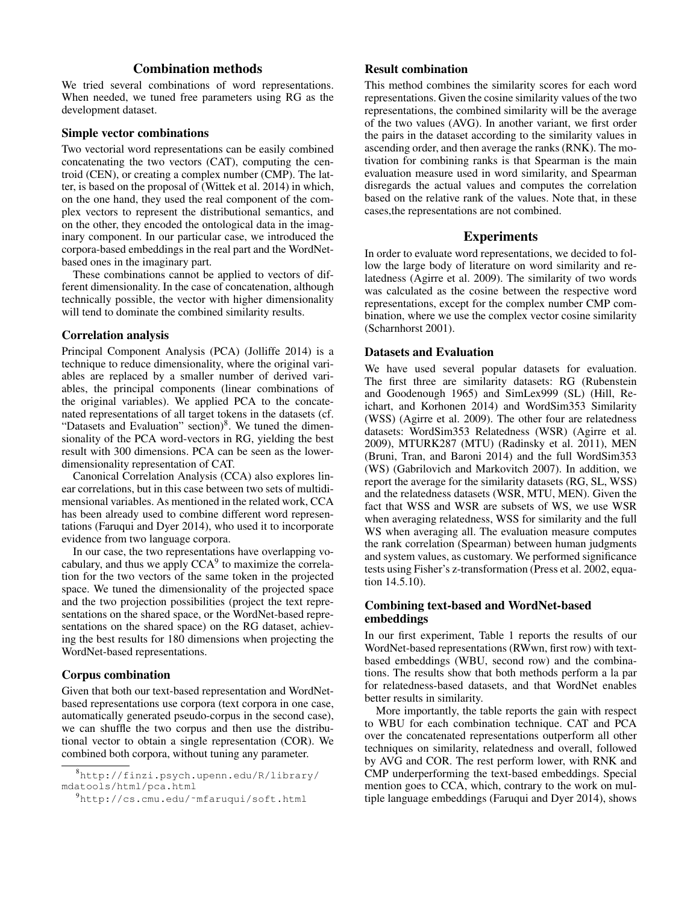## Combination methods

We tried several combinations of word representations. When needed, we tuned free parameters using RG as the development dataset.

### Simple vector combinations

Two vectorial word representations can be easily combined concatenating the two vectors (CAT), computing the centroid (CEN), or creating a complex number (CMP). The latter, is based on the proposal of (Wittek et al. 2014) in which, on the one hand, they used the real component of the complex vectors to represent the distributional semantics, and on the other, they encoded the ontological data in the imaginary component. In our particular case, we introduced the corpora-based embeddings in the real part and the WordNet-based ones in the imaginary part.

These combinations cannot be applied to vectors of different dimensionality. In the case of concatenation, although technically possible, the vector with higher dimensionality will tend to dominate the combined similarity results.

### Correlation analysis

Principal Component Analysis (PCA) (Jolliffe 2014) is a technique to reduce dimensionality, where the original variables are replaced by a smaller number of derived variables, the principal components (linear combinations of the original variables). We applied PCA to the concatenated representations of all target tokens in the datasets (cf. "Datasets and Evaluation" section)[8]. We tuned the dimensionality of the PCA word-vectors in RG, yielding the best result with 300 dimensions. PCA can be seen as the lower-dimensionality representation of CAT.

Canonical Correlation Analysis (CCA) also explores linear correlations, but in this case between two sets of multidimensional variables. As mentioned in the related work, CCA has been already used to combine different word representations (Faruqui and Dyer 2014), who used it to incorporate evidence from two language corpora.

In our case, the two representations have overlapping vocabulary, and thus we apply CCA[9] to maximize the correlation for the two vectors of the same token in the projected space. We tuned the dimensionality of the projected space and the two projection possibilities (project the text representations on the shared space, or the WordNet-based representations on the shared space) on the RG dataset, achieving the best results for 180 dimensions when projecting the WordNet-based representations.

### Corpus combination

Given that both our text-based representation and WordNet-based representations use corpora (text corpora in one case, automatically generated pseudo-corpus in the second case), we can shuffle the two corpus and then use the distributional vector to obtain a single representation (COR). We combined both corpora, without tuning any parameter.

### Result combination

This method combines the similarity scores for each word representations. Given the cosine similarity values of the two representations, the combined similarity will be the average of the two values (AVG). In another variant, we first order the pairs in the dataset according to the similarity values in ascending order, and then average the ranks (RNK). The motivation for combining ranks is that Spearman is the main evaluation measure used in word similarity, and Spearman disregards the actual values and computes the correlation based on the relative rank of the values. Note that, in these cases,the representations are not combined.

## Experiments

In order to evaluate word representations, we decided to follow the large body of literature on word similarity and relatedness (Agirre et al. 2009). The similarity of two words was calculated as the cosine between the respective word representations, except for the complex number CMP combination, where we use the complex vector cosine similarity (Scharnhorst 2001).

### Datasets and Evaluation

We have used several popular datasets for evaluation. The first three are similarity datasets: RG (Rubenstein and Goodenough 1965) and SimLex999 (SL) (Hill, Reichart, and Korhonen 2014) and WordSim353 Similarity (WSS) (Agirre et al. 2009). The other four are relatedness datasets: WordSim353 Relatedness (WSR) (Agirre et al. 2009), MTURK287 (MTU) (Radinsky et al. 2011), MEN (Bruni, Tran, and Baroni 2014) and the full WordSim353 (WS) (Gabrilovich and Markovitch 2007). In addition, we report the average for the similarity datasets (RG, SL, WSS) and the relatedness datasets (WSR, MTU, MEN). Given the fact that WSS and WSR are subsets of WS, we use WSR when averaging relatedness, WSS for similarity and the full WS when averaging all. The evaluation measure computes the rank correlation (Spearman) between human judgments and system values, as customary. We performed significance tests using Fisher's z-transformation (Press et al. 2002, equation 14.5.10).

### Combining text-based and WordNet-based embeddings

In our first experiment, Table 1 reports the results of our WordNet-based representations (RWwn, first row) with text-based embeddings (WBU, second row) and the combinations. The results show that both methods perform a la par for relatedness-based datasets, and that WordNet enables better results in similarity.

More importantly, the table reports the gain with respect to WBU for each combination technique. CAT and PCA over the concatenated representations outperform all other techniques on similarity, relatedness and overall, followed by AVG and COR. The rest perform lower, with RNK and CMP underperforming the text-based embeddings. Special mention goes to CCA, which, contrary to the work on multiple language embeddings (Faruqui and Dyer 2014), shows

[8] http://finzi.psych.upenn.edu/R/library/mdatools/html/pca.html

[9] http://cs.cmu.edu/~mfaruqui/soft.html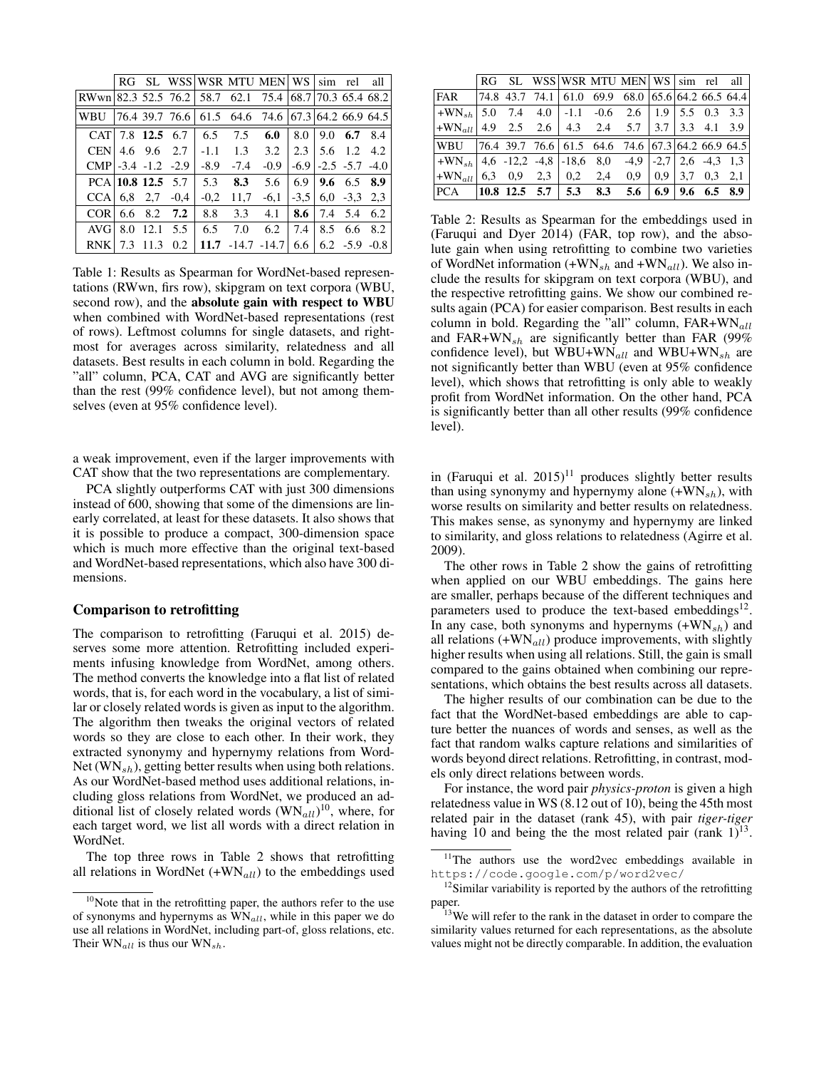|  | RG | SL | WSS | WSR | MTU | MEN | WS | sim | rel | all |
|---|---|---|---|---|---|---|---|---|---|---|
| RWwn | 82.3 | 52.5 | 76.2 | 58.7 | 62.1 | 75.4 | 68.7 | 70.3 | 65.4 | 68.2 |
| WBU | 76.4 | 39.7 | 76.6 | 61.5 | 64.6 | 74.6 | 67.3 | 64.2 | 66.9 | 64.5 |
| CAT | 7.8 | **12.5** | 6.7 | 6.5 | 7.5 | **6.0** | 8.0 | 9.0 | **6.7** | 8.4 |
| CEN | 4.6 | 9.6 | 2.7 | -1.1 | 1.3 | 3.2 | 2.3 | 5.6 | 1.2 | 4.2 |
| CMP | -3.4 | -1.2 | -2.9 | -8.9 | -7.4 | -0.9 | -6.9 | -2.5 | -5.7 | -4.0 |
| PCA | **10.8** | **12.5** | 5.7 | 5.3 | **8.3** | 5.6 | 6.9 | **9.6** | 6.5 | **8.9** |
| CCA | 6,8 | 2,7 | -0,4 | -0,2 | 11,7 | -6,1 | -3,5 | 6,0 | -3,3 | 2,3 |
| COR | 6.6 | 8.2 | **7.2** | 8.8 | 3.3 | 4.1 | **8.6** | 7.4 | 5.4 | 6.2 |
| AVG | 8.0 | 12.1 | 5.5 | 6.5 | 7.0 | 6.2 | 7.4 | 8.5 | 6.6 | 8.2 |
| RNK | 7.3 | 11.3 | 0.2 | **11.7** | -14.7 | -14.7 | 6.6 | 6.2 | -5.9 | -0.8 |

Table 1: Results as Spearman for WordNet-based representations (RWwn, firs row), skipgram on text corpora (WBU, second row), and the **absolute gain with respect to WBU** when combined with WordNet-based representations (rest of rows). Leftmost columns for single datasets, and rightmost for averages across similarity, relatedness and all datasets. Best results in each column in bold. Regarding the "all" column, PCA, CAT and AVG are significantly better than the rest (99% confidence level), but not among themselves (even at 95% confidence level).

a weak improvement, even if the larger improvements with CAT show that the two representations are complementary.

PCA slightly outperforms CAT with just 300 dimensions instead of 600, showing that some of the dimensions are linearly correlated, at least for these datasets. It also shows that it is possible to produce a compact, 300-dimension space which is much more effective than the original text-based and WordNet-based representations, which also have 300 dimensions.

### Comparison to retrofitting

The comparison to retrofitting (Faruqui et al. 2015) deserves some more attention. Retrofitting included experiments infusing knowledge from WordNet, among others. The method converts the knowledge into a flat list of related words, that is, for each word in the vocabulary, a list of similar or closely related words is given as input to the algorithm. The algorithm then tweaks the original vectors of related words so they are close to each other. In their work, they extracted synonymy and hypernymy relations from WordNet ($WN_{sh}$), getting better results when using both relations. As our WordNet-based method uses additional relations, including gloss relations from WordNet, we produced an additional list of closely related words ($WN_{all}$)[10], where, for each target word, we list all words with a direct relation in WordNet.

The top three rows in Table 2 shows that retrofitting all relations in WordNet (+$WN_{all}$) to the embeddings used in (Faruqui et al. 2015)[11] produces slightly better results than using synonymy and hypernymy alone (+$WN_{sh}$), with worse results on similarity and better results on relatedness. This makes sense, as synonymy and hypernymy are linked to similarity, and gloss relations to relatedness (Agirre et al. 2009).

|  | RG | SL | WSS | WSR | MTU | MEN | WS | sim | rel | all |
|---|---|---|---|---|---|---|---|---|---|---|
| FAR | 74.8 | 43.7 | 74.1 | 61.0 | 69.9 | 68.0 | 65.6 | 64.2 | 66.5 | 64.4 |
| +$WN_{sh}$ | 5.0 | 7.4 | 4.0 | -1.1 | -0.6 | 2.6 | 1.9 | 5.5 | 0.3 | 3.3 |
| +$WN_{all}$ | 4.9 | 2.5 | 2.6 | 4.3 | 2.4 | 5.7 | 3.7 | 3.3 | 4.1 | 3.9 |
| WBU | 76.4 | 39.7 | 76.6 | 61.5 | 64.6 | 74.6 | 67.3 | 64.2 | 66.9 | 64.5 |
| +$WN_{sh}$ | 4,6 | -12,2 | -4,8 | -18,6 | 8,0 | -4,9 | -2,7 | 2,6 | -4,3 | 1,3 |
| +$WN_{all}$ | 6,3 | 0,9 | 2,3 | 0,2 | 2,4 | 0,9 | 0,9 | 3,7 | 0,3 | 2,1 |
| PCA | **10.8** | **12.5** | **5.7** | **5.3** | **8.3** | **5.6** | **6.9** | **9.6** | **6.5** | **8.9** |

Table 2: Results as Spearman for the embeddings used in (Faruqui and Dyer 2014) (FAR, top row), and the absolute gain when using retrofitting to combine two varieties of WordNet information (+$WN_{sh}$ and +$WN_{all}$). We also include the results for skipgram on text corpora (WBU), and the respective retrofitting gains. We show our combined results again (PCA) for easier comparison. Best results in each column in bold. Regarding the "all" column, FAR+$WN_{all}$ and FAR+$WN_{sh}$ are significantly better than FAR (99% confidence level), but WBU+$WN_{all}$ and WBU+$WN_{sh}$ are not significantly better than WBU (even at 95% confidence level), which shows that retrofitting is only able to weakly profit from WordNet information. On the other hand, PCA is significantly better than all other results (99% confidence level).

The other rows in Table 2 show the gains of retrofitting when applied on our WBU embeddings. The gains here are smaller, perhaps because of the different techniques and parameters used to produce the text-based embeddings[12]. In any case, both synonyms and hypernyms (+$WN_{sh}$) and all relations (+$WN_{all}$) produce improvements, with slightly higher results when using all relations. Still, the gain is small compared to the gains obtained when combining our representations, which obtains the best results across all datasets.

The higher results of our combination can be due to the fact that the WordNet-based embeddings are able to capture better the nuances of words and senses, as well as the fact that random walks capture relations and similarities of words beyond direct relations. Retrofitting, in contrast, models only direct relations between words.

For instance, the word pair *physics-proton* is given a high relatedness value in WS (8.12 out of 10), being the 45th most related pair in the dataset (rank 45), with pair *tiger-tiger* having 10 and being the the most related pair (rank 1)[13].

[10] Note that in the retrofitting paper, the authors refer to the use of synonyms and hypernyms as $WN_{all}$, while in this paper we do use all relations in WordNet, including part-of, gloss relations, etc. Their $WN_{all}$ is thus our $WN_{sh}$.

[11] The authors use the word2vec embeddings available in https://code.google.com/p/word2vec/

[12] Similar variability is reported by the authors of the retrofitting paper.

[13] We will refer to the rank in the dataset in order to compare the similarity values returned for each representations, as the absolute values might not be directly comparable. In addition, the evaluation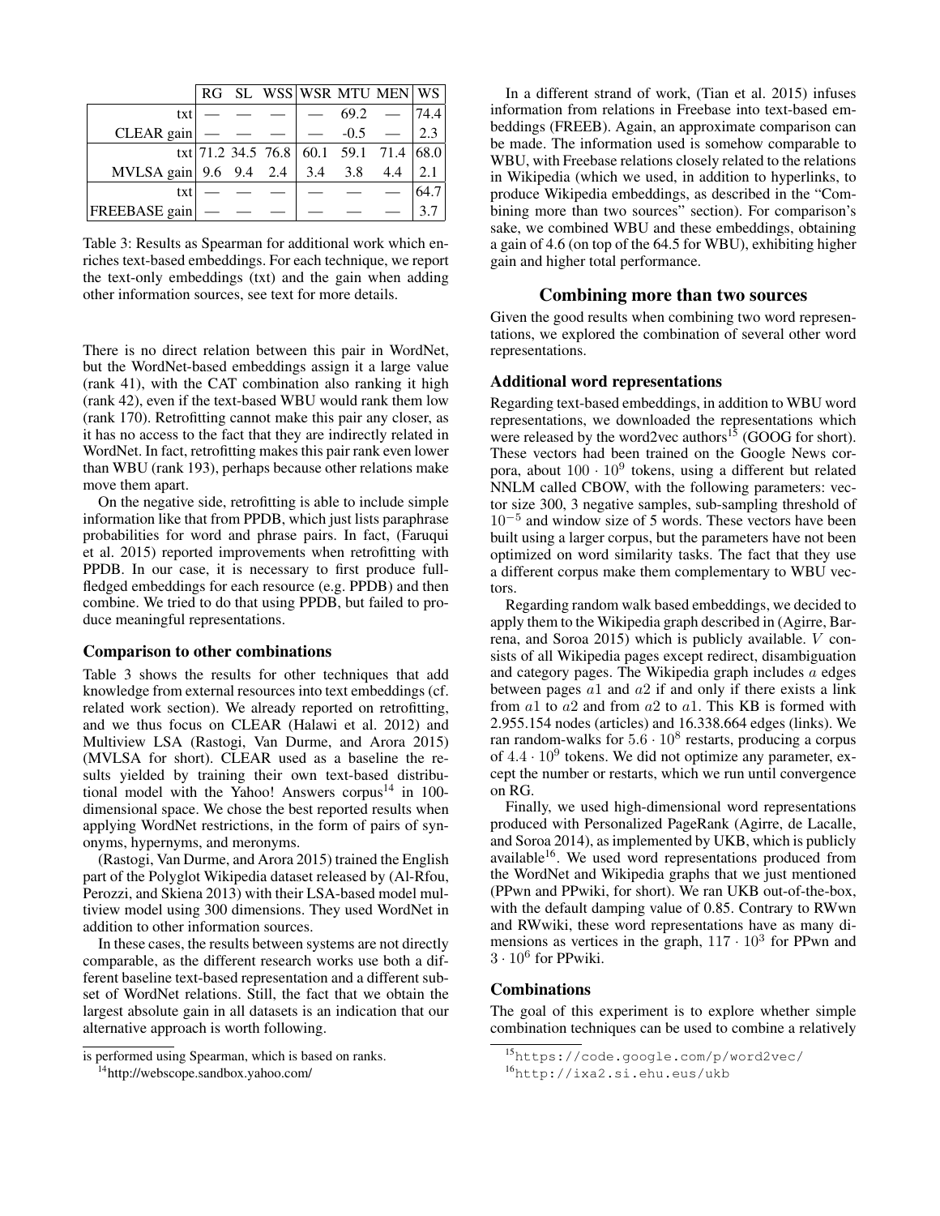| | RG | SL | WSS | WSR | MTU | MEN | WS |
|---|---|---|---|---|---|---|---|
| txt | — | — | — | — | 69.2 | — | 74.4 |
| CLEAR gain | — | — | — | — | -0.5 | — | 2.3 |
| txt | 71.2 | 34.5 | 76.8 | 60.1 | 59.1 | 71.4 | 68.0 |
| MVLSA gain | 9.6 | 9.4 | 2.4 | 3.4 | 3.8 | 4.4 | 2.1 |
| txt | — | — | — | — | — | — | 64.7 |
| FREEBASE gain | — | — | — | — | — | — | 3.7 |

Table 3: Results as Spearman for additional work which enriches text-based embeddings. For each technique, we report the text-only embeddings (txt) and the gain when adding other information sources, see text for more details.

There is no direct relation between this pair in WordNet, but the WordNet-based embeddings assign it a large value (rank 41), with the CAT combination also ranking it high (rank 42), even if the text-based WBU would rank them low (rank 170). Retrofitting cannot make this pair any closer, as it has no access to the fact that they are indirectly related in WordNet. In fact, retrofitting makes this pair rank even lower than WBU (rank 193), perhaps because other relations make move them apart.

On the negative side, retrofitting is able to include simple information like that from PPDB, which just lists paraphrase probabilities for word and phrase pairs. In fact, (Faruqui et al. 2015) reported improvements when retrofitting with PPDB. In our case, it is necessary to first produce full-fledged embeddings for each resource (e.g. PPDB) and then combine. We tried to do that using PPDB, but failed to produce meaningful representations.

### Comparison to other combinations

Table 3 shows the results for other techniques that add knowledge from external resources into text embeddings (cf. related work section). We already reported on retrofitting, and we thus focus on CLEAR (Halawi et al. 2012) and Multiview LSA (Rastogi, Van Durme, and Arora 2015) (MVLSA for short). CLEAR used as a baseline the results yielded by training their own text-based distributional model with the Yahoo! Answers corpus[14] in 100-dimensional space. We chose the best reported results when applying WordNet restrictions, in the form of pairs of synonyms, hypernyms, and meronyms.

(Rastogi, Van Durme, and Arora 2015) trained the English part of the Polyglot Wikipedia dataset released by (Al-Rfou, Perozzi, and Skiena 2013) with their LSA-based model multiview model using 300 dimensions. They used WordNet in addition to other information sources.

In these cases, the results between systems are not directly comparable, as the different research works use both a different baseline text-based representation and a different subset of WordNet relations. Still, the fact that we obtain the largest absolute gain in all datasets is an indication that our alternative approach is worth following.

is performed using Spearman, which is based on ranks.

[14]http://webscope.sandbox.yahoo.com/

In a different strand of work, (Tian et al. 2015) infuses information from relations in Freebase into text-based embeddings (FREEB). Again, an approximate comparison can be made. The information used is somehow comparable to WBU, with Freebase relations closely related to the relations in Wikipedia (which we used, in addition to hyperlinks, to produce Wikipedia embeddings, as described in the "Combining more than two sources" section). For comparison's sake, we combined WBU and these embeddings, obtaining a gain of 4.6 (on top of the 64.5 for WBU), exhibiting higher gain and higher total performance.

## Combining more than two sources

Given the good results when combining two word representations, we explored the combination of several other word representations.

### Additional word representations

Regarding text-based embeddings, in addition to WBU word representations, we downloaded the representations which were released by the word2vec authors[15] (GOOG for short). These vectors had been trained on the Google News corpora, about $100 \cdot 10^9$ tokens, using a different but related NNLM called CBOW, with the following parameters: vector size 300, 3 negative samples, sub-sampling threshold of $10^{-5}$ and window size of 5 words. These vectors have been built using a larger corpus, but the parameters have not been optimized on word similarity tasks. The fact that they use a different corpus make them complementary to WBU vectors.

Regarding random walk based embeddings, we decided to apply them to the Wikipedia graph described in (Agirre, Barrena, and Soroa 2015) which is publicly available. $V$ consists of all Wikipedia pages except redirect, disambiguation and category pages. The Wikipedia graph includes $a$ edges between pages $a1$ and $a2$ if and only if there exists a link from $a1$ to $a2$ and from $a2$ to $a1$. This KB is formed with 2.955.154 nodes (articles) and 16.338.664 edges (links). We ran random-walks for $5.6 \cdot 10^8$ restarts, producing a corpus of $4.4 \cdot 10^9$ tokens. We did not optimize any parameter, except the number or restarts, which we run until convergence on RG.

Finally, we used high-dimensional word representations produced with Personalized PageRank (Agirre, de Lacalle, and Soroa 2014), as implemented by UKB, which is publicly available[16]. We used word representations produced from the WordNet and Wikipedia graphs that we just mentioned (PPwn and PPwiki, for short). We ran UKB out-of-the-box, with the default damping value of 0.85. Contrary to RWwn and RWwiki, these word representations have as many dimensions as vertices in the graph, $117 \cdot 10^3$ for PPwn and $3 \cdot 10^6$ for PPwiki.

### Combinations

The goal of this experiment is to explore whether simple combination techniques can be used to combine a relatively

[15]https://code.google.com/p/word2vec/

[16]http://ixa2.si.ehu.eus/ukb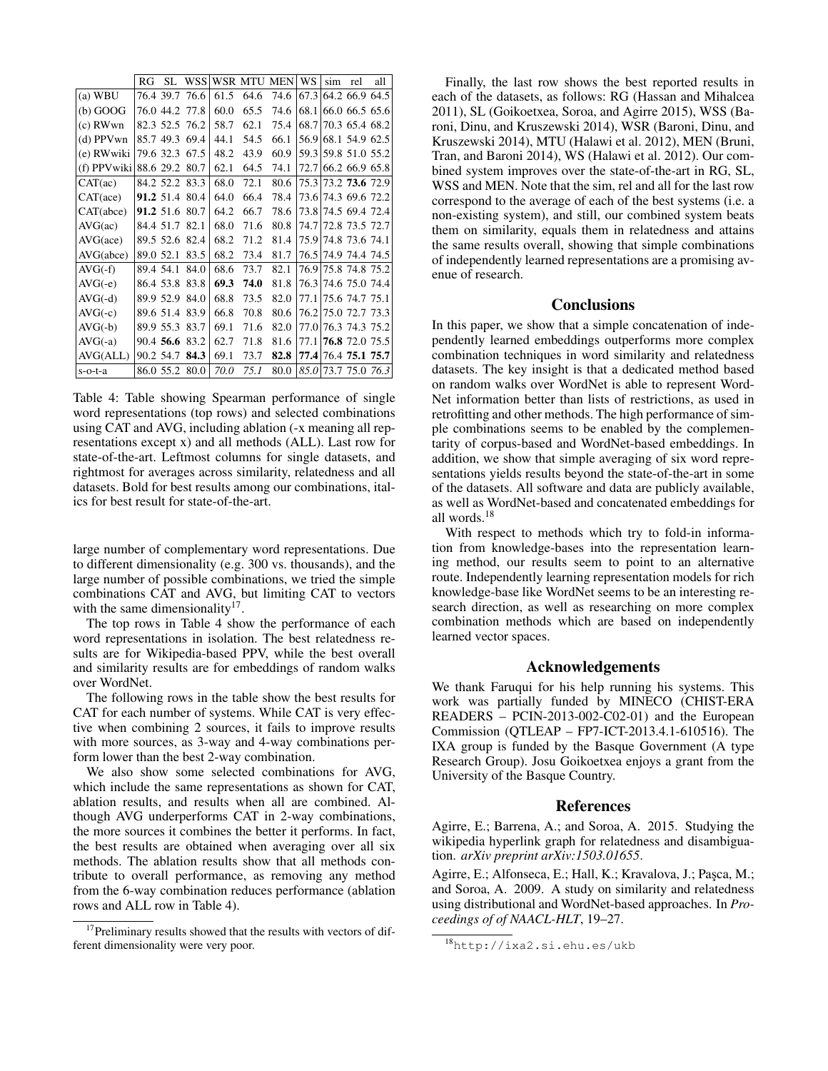|  | RG | SL | WSS | WSR | MTU | MEN | WS | sim | rel | all |
|---|---|---|---|---|---|---|---|---|---|---|
| (a) WBU | 76.4 | 39.7 | 76.6 | 61.5 | 64.6 | 74.6 | 67.3 | 64.2 | 66.9 | 64.5 |
| (b) GOOG | 76.0 | 44.2 | 77.8 | 60.0 | 65.5 | 74.6 | 68.1 | 66.0 | 66.5 | 65.6 |
| (c) RWwn | 82.3 | 52.5 | 76.2 | 58.7 | 62.1 | 75.4 | 68.7 | 70.3 | 65.4 | 68.2 |
| (d) PPVwn | 85.7 | 49.3 | 69.4 | 44.1 | 54.5 | 66.1 | 56.9 | 68.1 | 54.9 | 62.5 |
| (e) RWwiki | 79.6 | 32.3 | 67.5 | 48.2 | 43.9 | 60.9 | 59.3 | 59.8 | 51.0 | 55.2 |
| (f) PPVwiki | 88.6 | 29.2 | 80.7 | 62.1 | 64.5 | 74.1 | 72.7 | 66.2 | 66.9 | 65.8 |
| CAT(ac) | 84.2 | 52.2 | 83.3 | 68.0 | 72.1 | 80.6 | 75.3 | 73.2 | **73.6** | 72.9 |
| CAT(ace) | **91.2** | 51.4 | 80.4 | 64.0 | 66.4 | 78.4 | 73.6 | 74.3 | 69.6 | 72.2 |
| CAT(abce) | **91.2** | 51.6 | 80.7 | 64.2 | 66.7 | 78.6 | 73.8 | 74.5 | 69.4 | 72.4 |
| AVG(ac) | 84.4 | 51.7 | 82.1 | 68.0 | 71.6 | 80.8 | 74.7 | 72.8 | 73.5 | 72.7 |
| AVG(ace) | 89.5 | 52.6 | 82.4 | 68.2 | 71.2 | 81.4 | 75.9 | 74.8 | 73.6 | 74.1 |
| AVG(abce) | 89.0 | 52.1 | 83.5 | 68.2 | 73.4 | 81.7 | 76.5 | 74.9 | 74.4 | 74.5 |
| AVG(-f) | 89.4 | 54.1 | 84.0 | 68.6 | 73.7 | 82.1 | 76.9 | 75.8 | 74.8 | 75.2 |
| AVG(-e) | 86.4 | 53.8 | 83.8 | **69.3** | **74.0** | 81.8 | 76.3 | 74.6 | 75.0 | 74.4 |
| AVG(-d) | 89.9 | 52.9 | 84.0 | 68.8 | 73.5 | 82.0 | 77.1 | 75.6 | 74.7 | 75.1 |
| AVG(-c) | 89.6 | 51.4 | 83.9 | 66.8 | 70.8 | 80.6 | 76.2 | 75.0 | 72.7 | 73.3 |
| AVG(-b) | 89.9 | 55.3 | 83.7 | 69.1 | 71.6 | 82.0 | 77.0 | 76.3 | 74.3 | 75.2 |
| AVG(-a) | 90.4 | **56.6** | 83.2 | 62.7 | 71.8 | 81.6 | 77.1 | **76.8** | 72.0 | 75.5 |
| AVG(ALL) | 90.2 | 54.7 | **84.3** | 69.1 | 73.7 | **82.8** | **77.4** | 76.4 | **75.1** | **75.7** |
| s-o-t-a | 86.0 | 55.2 | 80.0 | *70.0* | *75.1* | 80.0 | *85.0* | 73.7 | 75.0 | *76.3* |

Table 4: Table showing Spearman performance of single word representations (top rows) and selected combinations using CAT and AVG, including ablation (-x meaning all representations except x) and all methods (ALL). Last row for state-of-the-art. Leftmost columns for single datasets, and rightmost for averages across similarity, relatedness and all datasets. Bold for best results among our combinations, italics for best result for state-of-the-art.

large number of complementary word representations. Due to different dimensionality (e.g. 300 vs. thousands), and the large number of possible combinations, we tried the simple combinations CAT and AVG, but limiting CAT to vectors with the same dimensionality[17].

The top rows in Table 4 show the performance of each word representations in isolation. The best relatedness results are for Wikipedia-based PPV, while the best overall and similarity results are for embeddings of random walks over WordNet.

The following rows in the table show the best results for CAT for each number of systems. While CAT is very effective when combining 2 sources, it fails to improve results with more sources, as 3-way and 4-way combinations perform lower than the best 2-way combination.

We also show some selected combinations for AVG, which include the same representations as shown for CAT, ablation results, and results when all are combined. Although AVG underperforms CAT in 2-way combinations, the more sources it combines the better it performs. In fact, the best results are obtained when averaging over all six methods. The ablation results show that all methods contribute to overall performance, as removing any method from the 6-way combination reduces performance (ablation rows and ALL row in Table 4).

[17]Preliminary results showed that the results with vectors of different dimensionality were very poor.

Finally, the last row shows the best reported results in each of the datasets, as follows: RG (Hassan and Mihalcea 2011), SL (Goikoetxea, Soroa, and Agirre 2015), WSS (Baroni, Dinu, and Kruszewski 2014), WSR (Baroni, Dinu, and Kruszewski 2014), MTU (Halawi et al. 2012), MEN (Bruni, Tran, and Baroni 2014), WS (Halawi et al. 2012). Our combined system improves over the state-of-the-art in RG, SL, WSS and MEN. Note that the sim, rel and all for the last row correspond to the average of each of the best systems (i.e. a non-existing system), and still, our combined system beats them on similarity, equals them in relatedness and attains the same results overall, showing that simple combinations of independently learned representations are a promising avenue of research.

## Conclusions

In this paper, we show that a simple concatenation of independently learned embeddings outperforms more complex combination techniques in word similarity and relatedness datasets. The key insight is that a dedicated method based on random walks over WordNet is able to represent WordNet information better than lists of restrictions, as used in retrofitting and other methods. The high performance of simple combinations seems to be enabled by the complementarity of corpus-based and WordNet-based embeddings. In addition, we show that simple averaging of six word representations yields results beyond the state-of-the-art in some of the datasets. All software and data are publicly available, as well as WordNet-based and concatenated embeddings for all words.[18]

With respect to methods which try to fold-in information from knowledge-bases into the representation learning method, our results seem to point to an alternative route. Independently learning representation models for rich knowledge-base like WordNet seems to be an interesting research direction, as well as researching on more complex combination methods which are based on independently learned vector spaces.

## Acknowledgements

We thank Faruqui for his help running his systems. This work was partially funded by MINECO (CHIST-ERA READERS – PCIN-2013-002-C02-01) and the European Commission (QTLEAP – FP7-ICT-2013.4.1-610516). The IXA group is funded by the Basque Government (A type Research Group). Josu Goikoetxea enjoys a grant from the University of the Basque Country.

## References

Agirre, E.; Barrena, A.; and Soroa, A. 2015. Studying the wikipedia hyperlink graph for relatedness and disambiguation. *arXiv preprint arXiv:1503.01655*.

Agirre, E.; Alfonseca, E.; Hall, K.; Kravalova, J.; Paşca, M.; and Soroa, A. 2009. A study on similarity and relatedness using distributional and WordNet-based approaches. In *Proceedings of of NAACL-HLT*, 19–27.

[18]http://ixa2.si.ehu.es/ukb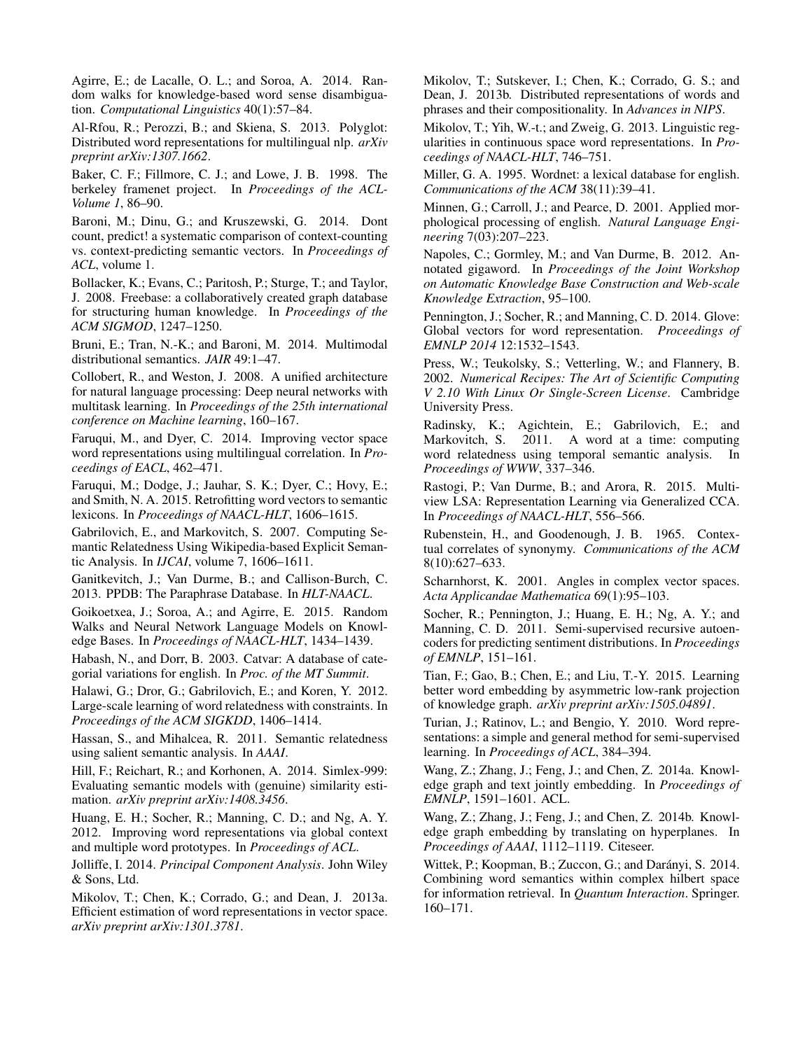Agirre, E.; de Lacalle, O. L.; and Soroa, A. 2014. Random walks for knowledge-based word sense disambiguation. *Computational Linguistics* 40(1):57–84.

Al-Rfou, R.; Perozzi, B.; and Skiena, S. 2013. Polyglot: Distributed word representations for multilingual nlp. *arXiv preprint arXiv:1307.1662*.

Baker, C. F.; Fillmore, C. J.; and Lowe, J. B. 1998. The berkeley framenet project. In *Proceedings of the ACL-Volume 1*, 86–90.

Baroni, M.; Dinu, G.; and Kruszewski, G. 2014. Dont count, predict! a systematic comparison of context-counting vs. context-predicting semantic vectors. In *Proceedings of ACL*, volume 1.

Bollacker, K.; Evans, C.; Paritosh, P.; Sturge, T.; and Taylor, J. 2008. Freebase: a collaboratively created graph database for structuring human knowledge. In *Proceedings of the ACM SIGMOD*, 1247–1250.

Bruni, E.; Tran, N.-K.; and Baroni, M. 2014. Multimodal distributional semantics. *JAIR* 49:1–47.

Collobert, R., and Weston, J. 2008. A unified architecture for natural language processing: Deep neural networks with multitask learning. In *Proceedings of the 25th international conference on Machine learning*, 160–167.

Faruqui, M., and Dyer, C. 2014. Improving vector space word representations using multilingual correlation. In *Proceedings of EACL*, 462–471.

Faruqui, M.; Dodge, J.; Jauhar, S. K.; Dyer, C.; Hovy, E.; and Smith, N. A. 2015. Retrofitting word vectors to semantic lexicons. In *Proceedings of NAACL-HLT*, 1606–1615.

Gabrilovich, E., and Markovitch, S. 2007. Computing Semantic Relatedness Using Wikipedia-based Explicit Semantic Analysis. In *IJCAI*, volume 7, 1606–1611.

Ganitkevitch, J.; Van Durme, B.; and Callison-Burch, C. 2013. PPDB: The Paraphrase Database. In *HLT-NAACL*.

Goikoetxea, J.; Soroa, A.; and Agirre, E. 2015. Random Walks and Neural Network Language Models on Knowledge Bases. In *Proceedings of NAACL-HLT*, 1434–1439.

Habash, N., and Dorr, B. 2003. Catvar: A database of categorial variations for english. In *Proc. of the MT Summit*.

Halawi, G.; Dror, G.; Gabrilovich, E.; and Koren, Y. 2012. Large-scale learning of word relatedness with constraints. In *Proceedings of the ACM SIGKDD*, 1406–1414.

Hassan, S., and Mihalcea, R. 2011. Semantic relatedness using salient semantic analysis. In *AAAI*.

Hill, F.; Reichart, R.; and Korhonen, A. 2014. Simlex-999: Evaluating semantic models with (genuine) similarity estimation. *arXiv preprint arXiv:1408.3456*.

Huang, E. H.; Socher, R.; Manning, C. D.; and Ng, A. Y. 2012. Improving word representations via global context and multiple word prototypes. In *Proceedings of ACL*.

Jolliffe, I. 2014. *Principal Component Analysis*. John Wiley & Sons, Ltd.

Mikolov, T.; Chen, K.; Corrado, G.; and Dean, J. 2013a. Efficient estimation of word representations in vector space. *arXiv preprint arXiv:1301.3781*.

Mikolov, T.; Sutskever, I.; Chen, K.; Corrado, G. S.; and Dean, J. 2013b. Distributed representations of words and phrases and their compositionality. In *Advances in NIPS*.

Mikolov, T.; Yih, W.-t.; and Zweig, G. 2013. Linguistic regularities in continuous space word representations. In *Proceedings of NAACL-HLT*, 746–751.

Miller, G. A. 1995. Wordnet: a lexical database for english. *Communications of the ACM* 38(11):39–41.

Minnen, G.; Carroll, J.; and Pearce, D. 2001. Applied morphological processing of english. *Natural Language Engineering* 7(03):207–223.

Napoles, C.; Gormley, M.; and Van Durme, B. 2012. Annotated gigaword. In *Proceedings of the Joint Workshop on Automatic Knowledge Base Construction and Web-scale Knowledge Extraction*, 95–100.

Pennington, J.; Socher, R.; and Manning, C. D. 2014. Glove: Global vectors for word representation. *Proceedings of EMNLP 2014* 12:1532–1543.

Press, W.; Teukolsky, S.; Vetterling, W.; and Flannery, B. 2002. *Numerical Recipes: The Art of Scientific Computing V 2.10 With Linux Or Single-Screen License*. Cambridge University Press.

Radinsky, K.; Agichtein, E.; Gabrilovich, E.; and Markovitch, S. 2011. A word at a time: computing word relatedness using temporal semantic analysis. In *Proceedings of WWW*, 337–346.

Rastogi, P.; Van Durme, B.; and Arora, R. 2015. Multiview LSA: Representation Learning via Generalized CCA. In *Proceedings of NAACL-HLT*, 556–566.

Rubenstein, H., and Goodenough, J. B. 1965. Contextual correlates of synonymy. *Communications of the ACM* 8(10):627–633.

Scharnhorst, K. 2001. Angles in complex vector spaces. *Acta Applicandae Mathematica* 69(1):95–103.

Socher, R.; Pennington, J.; Huang, E. H.; Ng, A. Y.; and Manning, C. D. 2011. Semi-supervised recursive autoencoders for predicting sentiment distributions. In *Proceedings of EMNLP*, 151–161.

Tian, F.; Gao, B.; Chen, E.; and Liu, T.-Y. 2015. Learning better word embedding by asymmetric low-rank projection of knowledge graph. *arXiv preprint arXiv:1505.04891*.

Turian, J.; Ratinov, L.; and Bengio, Y. 2010. Word representations: a simple and general method for semi-supervised learning. In *Proceedings of ACL*, 384–394.

Wang, Z.; Zhang, J.; Feng, J.; and Chen, Z. 2014a. Knowledge graph and text jointly embedding. In *Proceedings of EMNLP*, 1591–1601. ACL.

Wang, Z.; Zhang, J.; Feng, J.; and Chen, Z. 2014b. Knowledge graph embedding by translating on hyperplanes. In *Proceedings of AAAI*, 1112–1119. Citeseer.

Wittek, P.; Koopman, B.; Zuccon, G.; and Darányi, S. 2014. Combining word semantics within complex hilbert space for information retrieval. In *Quantum Interaction*. Springer. 160–171.